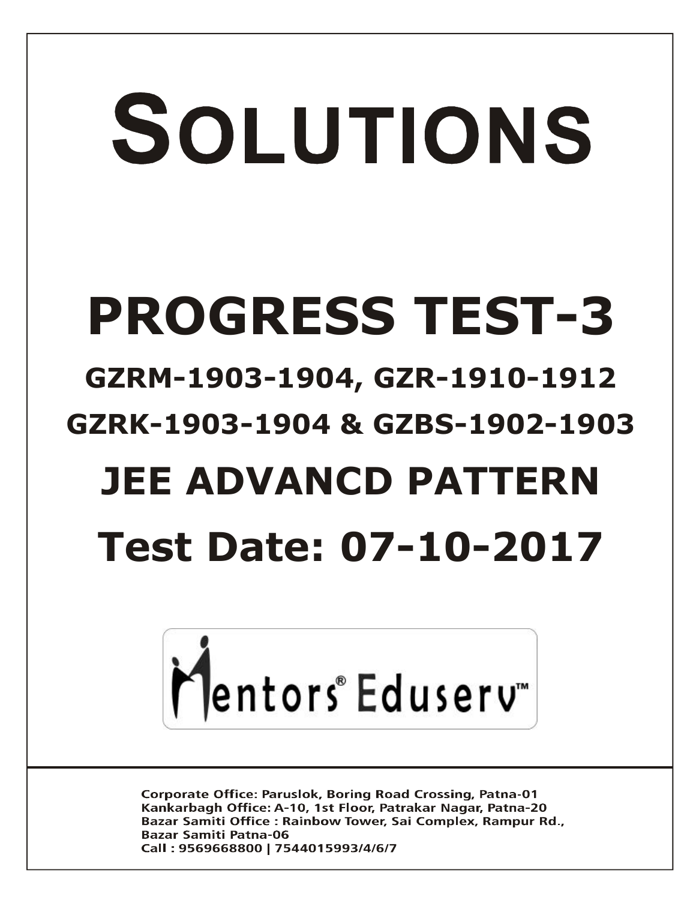# SOLUTIONS

# PROGRESS TEST-3

## GZRM-1903-1904, GZR-1910-1912

## GZRK-1903-1904 & GZBS-1902-1903

# JEE ADVANCD PATTERN

# Test Date: 07-10-2017

Mentors® Eduserv™

**Corporate Office: Paruslok, Boring Road Crossing, Patna-01**
**Kankarbagh Office: A-10, 1st Floor, Patrakar Nagar, Patna-20**
**Bazar Samiti Office : Rainbow Tower, Sai Complex, Rampur Rd., Bazar Samiti Patna-06**
**Call : 9569668800 | 7544015993/4/6/7**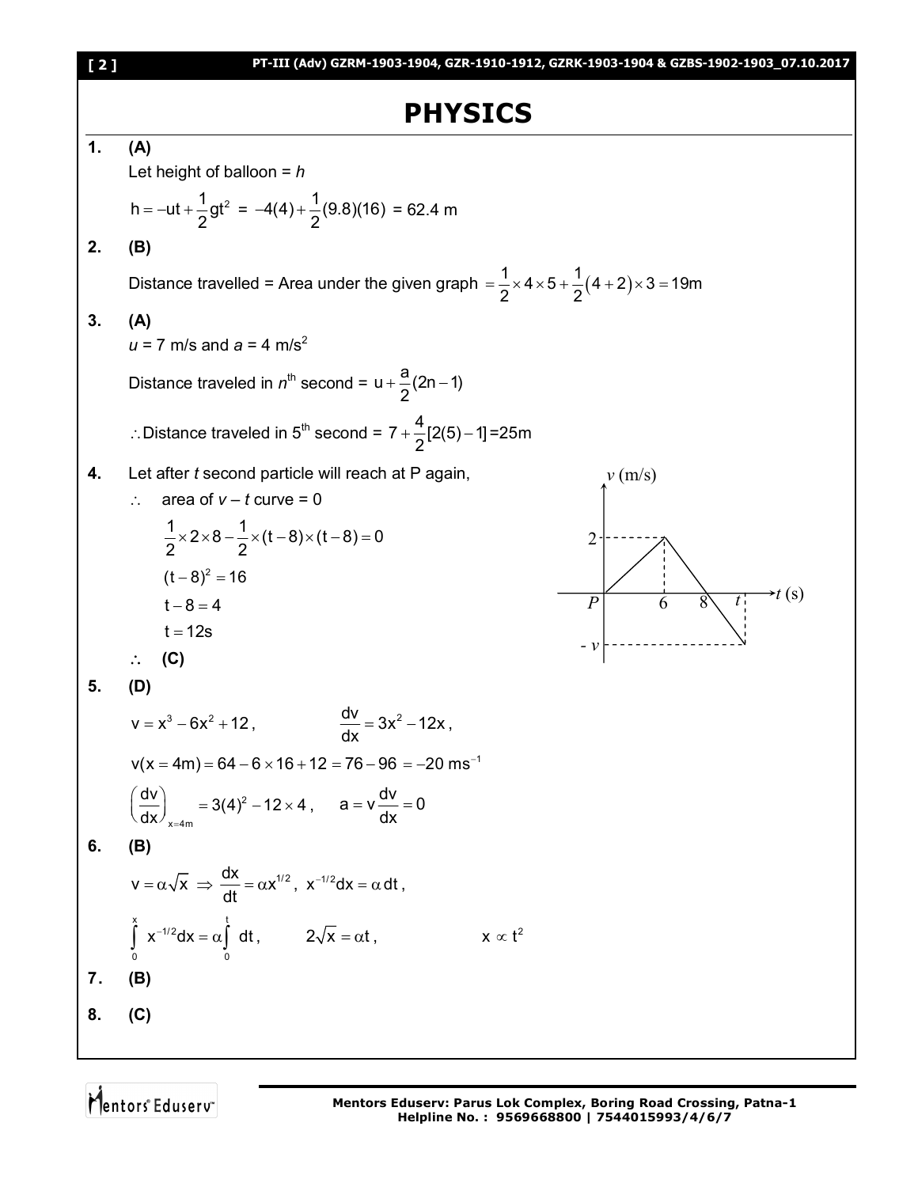# PHYSICS

**1.** **(A)**

Let height of balloon = $h$

$$h = -ut + \frac{1}{2}gt^2 = -4(4) + \frac{1}{2}(9.8)(16) = 62.4 \text{ m}$$

**2.** **(B)**

Distance travelled = Area under the given graph $= \frac{1}{2} \times 4 \times 5 + \frac{1}{2}(4+2) \times 3 = 19\text{m}$

**3.** **(A)**

$u$ = 7 m/s and $a$ = 4 m/s$^2$

Distance traveled in $n^{th}$ second = $u + \frac{a}{2}(2n-1)$

$\therefore$ Distance traveled in 5$^{th}$ second = $7 + \frac{4}{2}[2(5)-1] = 25\text{m}$

**4.** Let after $t$ second particle will reach at P again,

$\therefore$ area of $v - t$ curve = 0

$$\frac{1}{2} \times 2 \times 8 - \frac{1}{2} \times (t-8) \times (t-8) = 0$$

$$(t-8)^2 = 16$$

$$t - 8 = 4$$

$$t = 12\text{s}$$

$\therefore$ **(C)**

**5.** **(D)**

$v = x^3 - 6x^2 + 12$, $\quad \frac{dv}{dx} = 3x^2 - 12x$,

$v(x = 4\text{m}) = 64 - 6 \times 16 + 12 = 76 - 96 = -20 \text{ ms}^{-1}$

$\left(\frac{dv}{dx}\right)_{x=4m} = 3(4)^2 - 12 \times 4$, $\quad a = v\frac{dv}{dx} = 0$

**6.** **(B)**

$v = \alpha\sqrt{x} \Rightarrow \frac{dx}{dt} = \alpha x^{1/2}$, $x^{-1/2}dx = \alpha\, dt$,

$\int_0^x x^{-1/2}dx = \alpha\int_0^t dt$, $\quad 2\sqrt{x} = \alpha t$, $\quad x \propto t^2$

**7.** **(B)**

**8.** **(C)**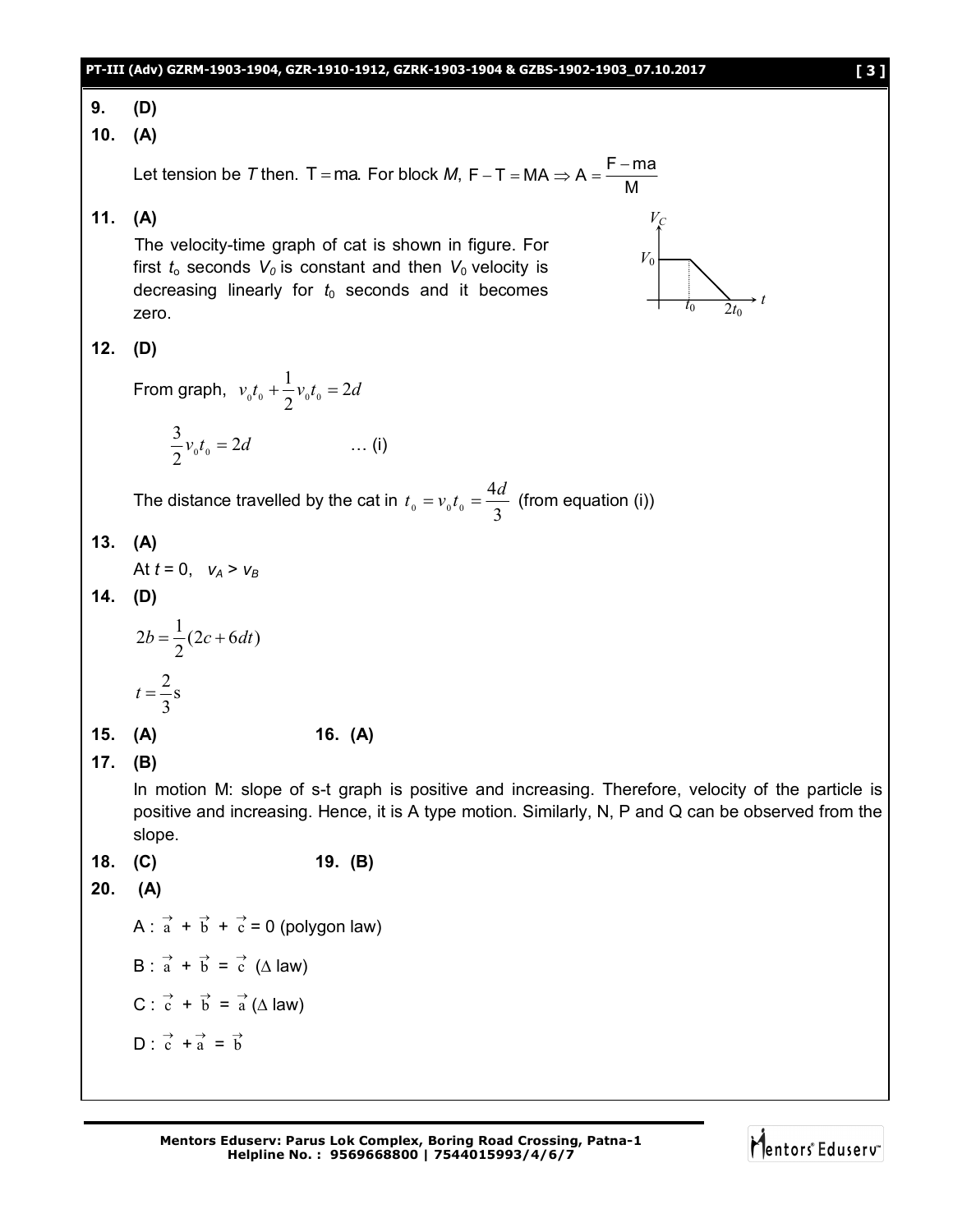**9. (D)**

**10. (A)**

Let tension be *T* then. $T = ma$. For block *M*, $F - T = MA \Rightarrow A = \frac{F - ma}{M}$

**11. (A)**

The velocity-time graph of cat is shown in figure. For first $t_o$ seconds $V_0$ is constant and then $V_0$ velocity is decreasing linearly for $t_0$ seconds and it becomes zero.

**12. (D)**

From graph, $v_0 t_0 + \frac{1}{2} v_0 t_0 = 2d$

$$\frac{3}{2} v_0 t_0 = 2d \qquad \text{... (i)}$$

The distance travelled by the cat in $t_0 = v_0 t_0 = \frac{4d}{3}$ (from equation (i))

**13. (A)**

At $t = 0$, $v_A > v_B$

**14. (D)**

$$2b = \frac{1}{2}(2c + 6dt)$$

$$t = \frac{2}{3}\text{s}$$

**15. (A)** **16. (A)**

**17. (B)**

In motion M: slope of s-t graph is positive and increasing. Therefore, velocity of the particle is positive and increasing. Hence, it is A type motion. Similarly, N, P and Q can be observed from the slope.

**18. (C)** **19. (B)**

**20. (A)**

A : $\vec{a} + \vec{b} + \vec{c} = 0$ (polygon law)

B : $\vec{a} + \vec{b} = \vec{c}$ ($\Delta$ law)

C : $\vec{c} + \vec{b} = \vec{a}$ ($\Delta$ law)

D : $\vec{c} + \vec{a} = \vec{b}$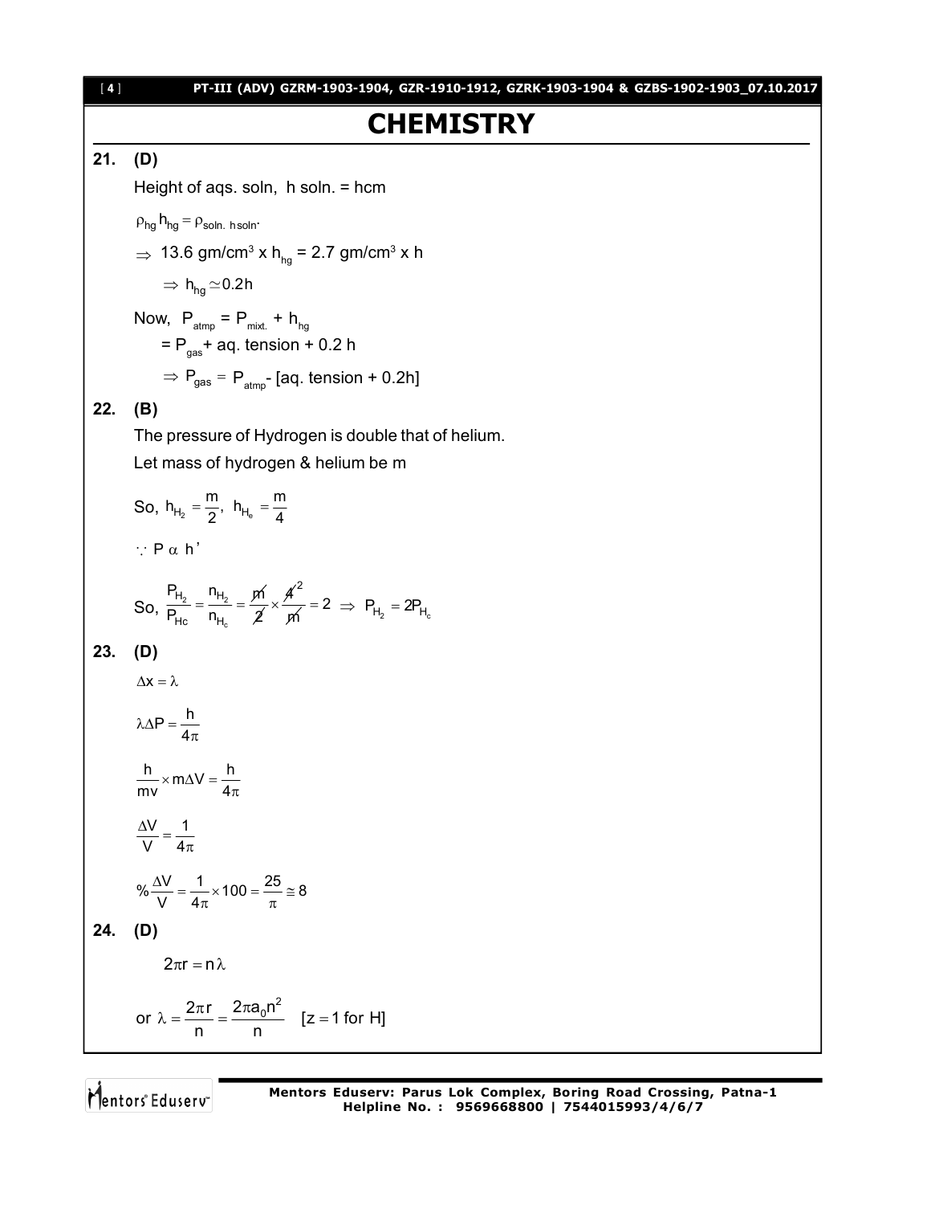# CHEMISTRY

**21. (D)**

Height of aqs. soln, h soln. = hcm

$\rho_{hg} h_{hg} = \rho_{soln.} h_{soln}$.

$\Rightarrow$ 13.6 gm/cm$^3$ x $h_{hg}$ = 2.7 gm/cm$^3$ x h

$\Rightarrow h_{hg} \simeq 0.2h$

Now, $P_{atmp} = P_{mixt.} + h_{hg}$

$= P_{gas}$ + aq. tension + 0.2 h

$\Rightarrow P_{gas} = P_{atmp}$ - [aq. tension + 0.2h]

**22. (B)**

The pressure of Hydrogen is double that of helium.

Let mass of hydrogen & helium be m

So, $h_{H_2} = \frac{m}{2},\ h_{H_e} = \frac{m}{4}$

$\because P \alpha h'$

So, $\frac{P_{H_2}}{P_{Hc}} = \frac{n_{H_2}}{n_{H_c}} = \frac{m}{2} \times \frac{4^2}{m} = 2 \Rightarrow P_{H_2} = 2P_{H_c}$

**23. (D)**

$\Delta x = \lambda$

$\lambda \Delta P = \frac{h}{4\pi}$

$\frac{h}{mv} \times m\Delta V = \frac{h}{4\pi}$

$\frac{\Delta V}{V} = \frac{1}{4\pi}$

$\% \frac{\Delta V}{V} = \frac{1}{4\pi} \times 100 = \frac{25}{\pi} \cong 8$

**24. (D)**

$2\pi r = n\lambda$

or $\lambda = \frac{2\pi r}{n} = \frac{2\pi a_0 n^2}{n}$ $\quad [z = 1 \text{ for H}]$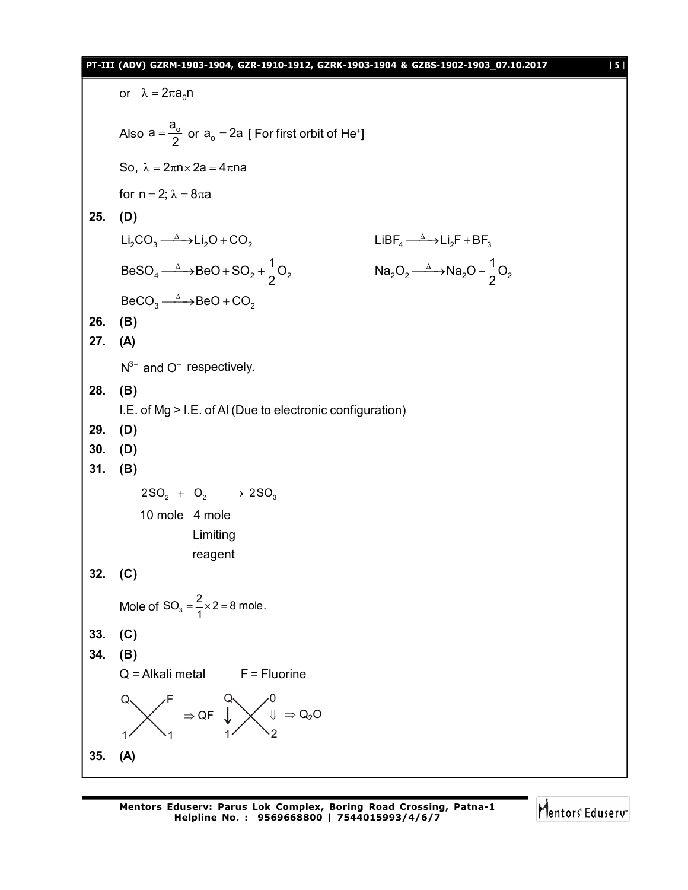or $\lambda = 2\pi a_0 n$

Also $a = \frac{a_o}{2}$ or $a_o = 2a$ [ For first orbit of $He^+$]

So, $\lambda = 2\pi n \times 2a = 4\pi na$

for $n = 2; \lambda = 8\pi a$

**25. (D)**

$Li_2CO_3 \xrightarrow{\Delta} Li_2O + CO_2$

$LiBF_4 \xrightarrow{\Delta} Li_2F + BF_3$

$BeSO_4 \xrightarrow{\Delta} BeO + SO_2 + \frac{1}{2}O_2$

$Na_2O_2 \xrightarrow{\Delta} Na_2O + \frac{1}{2}O_2$

$BeCO_3 \xrightarrow{\Delta} BeO + CO_2$

**26. (B)**

**27. (A)**

$N^{3-}$ and $O^+$ respectively.

**28. (B)**

I.E. of Mg > I.E. of Al (Due to electronic configuration)

**29. (D)**

**30. (D)**

**31. (B)**

$2SO_2 + O_2 \longrightarrow 2SO_3$

10 mole   4 mole
          Limiting
          reagent

**32. (C)**

Mole of $SO_3 = \frac{2}{1} \times 2 = 8$ mole.

**33. (C)**

**34. (B)**

Q = Alkali metal     F = Fluorine

$Q \quad F$, $1 \quad 1$ (cross) $\Rightarrow QF$     $Q \quad 0$, $1 \quad 2$ (cross) $\Rightarrow Q_2O$

**35. (A)**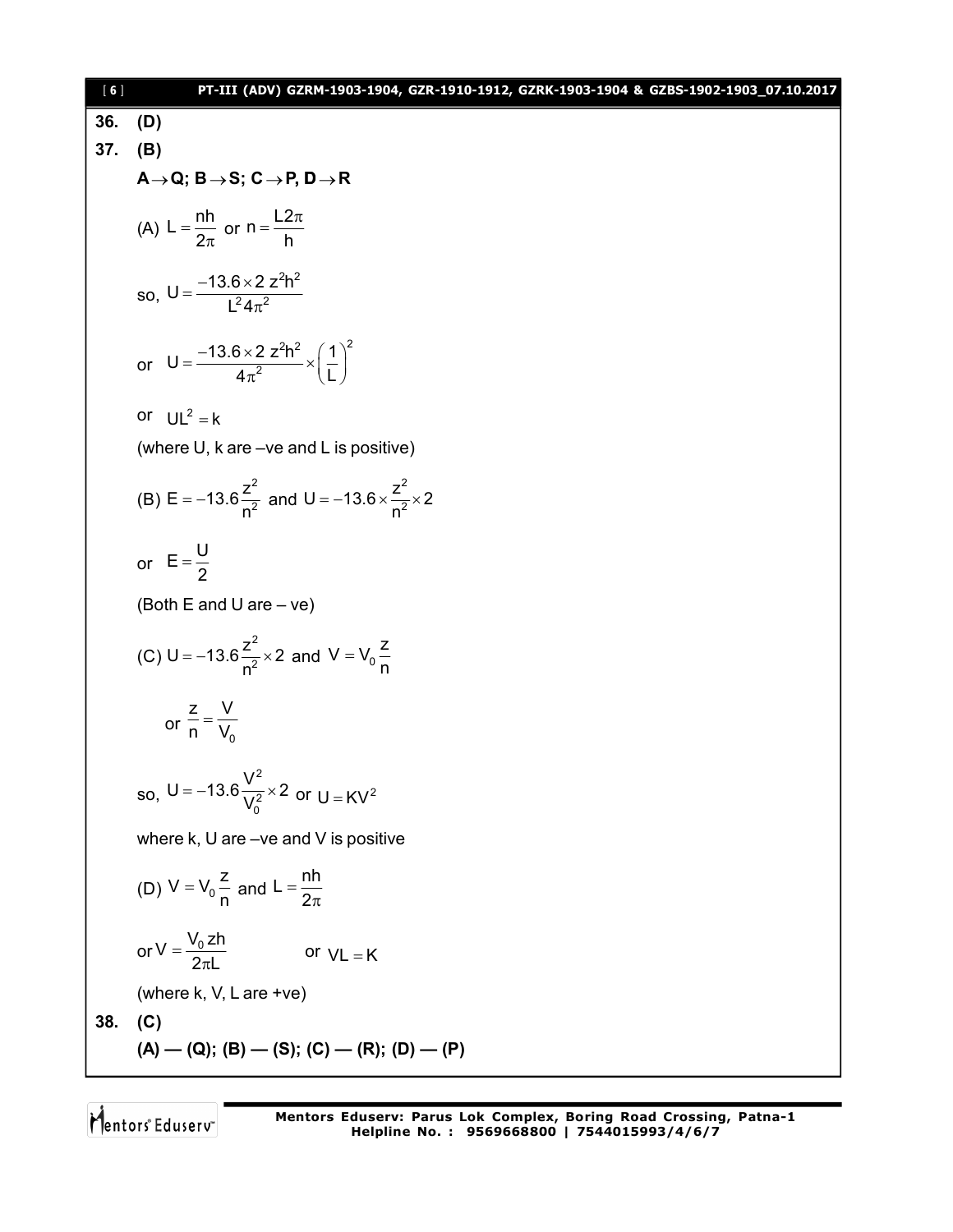**36. (D)**

**37. (B)**

**$A \rightarrow Q$; $B \rightarrow S$; $C \rightarrow P$, $D \rightarrow R$**

(A) $L = \dfrac{nh}{2\pi}$ or $n = \dfrac{L2\pi}{h}$

so, $U = \dfrac{-13.6 \times 2\, z^2 h^2}{L^2 4\pi^2}$

or $U = \dfrac{-13.6 \times 2\, z^2 h^2}{4\pi^2} \times \left(\dfrac{1}{L}\right)^2$

or $UL^2 = k$

(where U, k are –ve and L is positive)

(B) $E = -13.6\dfrac{z^2}{n^2}$ and $U = -13.6 \times \dfrac{z^2}{n^2} \times 2$

or $E = \dfrac{U}{2}$

(Both E and U are – ve)

(C) $U = -13.6\dfrac{z^2}{n^2} \times 2$ and $V = V_0\dfrac{z}{n}$

or $\dfrac{z}{n} = \dfrac{V}{V_0}$

so, $U = -13.6\dfrac{V^2}{V_0^2} \times 2$ or $U = KV^2$

where k, U are –ve and V is positive

(D) $V = V_0\dfrac{z}{n}$ and $L = \dfrac{nh}{2\pi}$

or $V = \dfrac{V_0 zh}{2\pi L}$ or $VL = K$

(where k, V, L are +ve)

**38. (C)**

**(A) — (Q); (B) — (S); (C) — (R); (D) — (P)**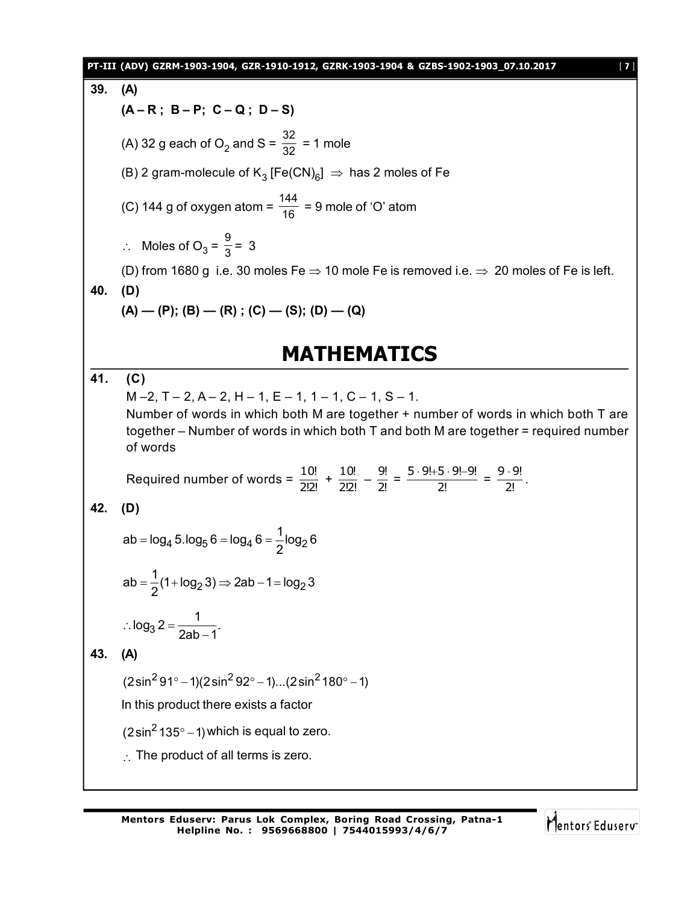**39. (A)**

**(A – R ; B – P; C – Q ; D – S)**

(A) 32 g each of $O_2$ and S = $\frac{32}{32}$ = 1 mole

(B) 2 gram-molecule of $K_3[Fe(CN)_6]$ $\Rightarrow$ has 2 moles of Fe

(C) 144 g of oxygen atom = $\frac{144}{16}$ = 9 mole of 'O' atom

$\therefore$ Moles of $O_3$ = $\frac{9}{3}$ = 3

(D) from 1680 g i.e. 30 moles Fe $\Rightarrow$ 10 mole Fe is removed i.e. $\Rightarrow$ 20 moles of Fe is left.

**40. (D)**

**(A) — (P); (B) — (R) ; (C) — (S); (D) — (Q)**

# MATHEMATICS

**41. (C)**

M – 2, T – 2, A – 2, H – 1, E – 1, 1 – 1, C – 1, S – 1.

Number of words in which both M are together + number of words in which both T are together – Number of words in which both T and both M are together = required number of words

Required number of words = $\frac{10!}{2!2!} + \frac{10!}{2!2!} - \frac{9!}{2!} = \frac{5 \cdot 9! + 5 \cdot 9! - 9!}{2!} = \frac{9 \cdot 9!}{2!}$.

**42. (D)**

$$ab = \log_4 5 . \log_5 6 = \log_4 6 = \frac{1}{2}\log_2 6$$

$$ab = \frac{1}{2}(1 + \log_2 3) \Rightarrow 2ab - 1 = \log_2 3$$

$$\therefore \log_3 2 = \frac{1}{2ab - 1}.$$

**43. (A)**

$$(2\sin^2 91^\circ - 1)(2\sin^2 92^\circ - 1)...(2\sin^2 180^\circ - 1)$$

In this product there exists a factor

$(2\sin^2 135^\circ - 1)$ which is equal to zero.

$\therefore$ The product of all terms is zero.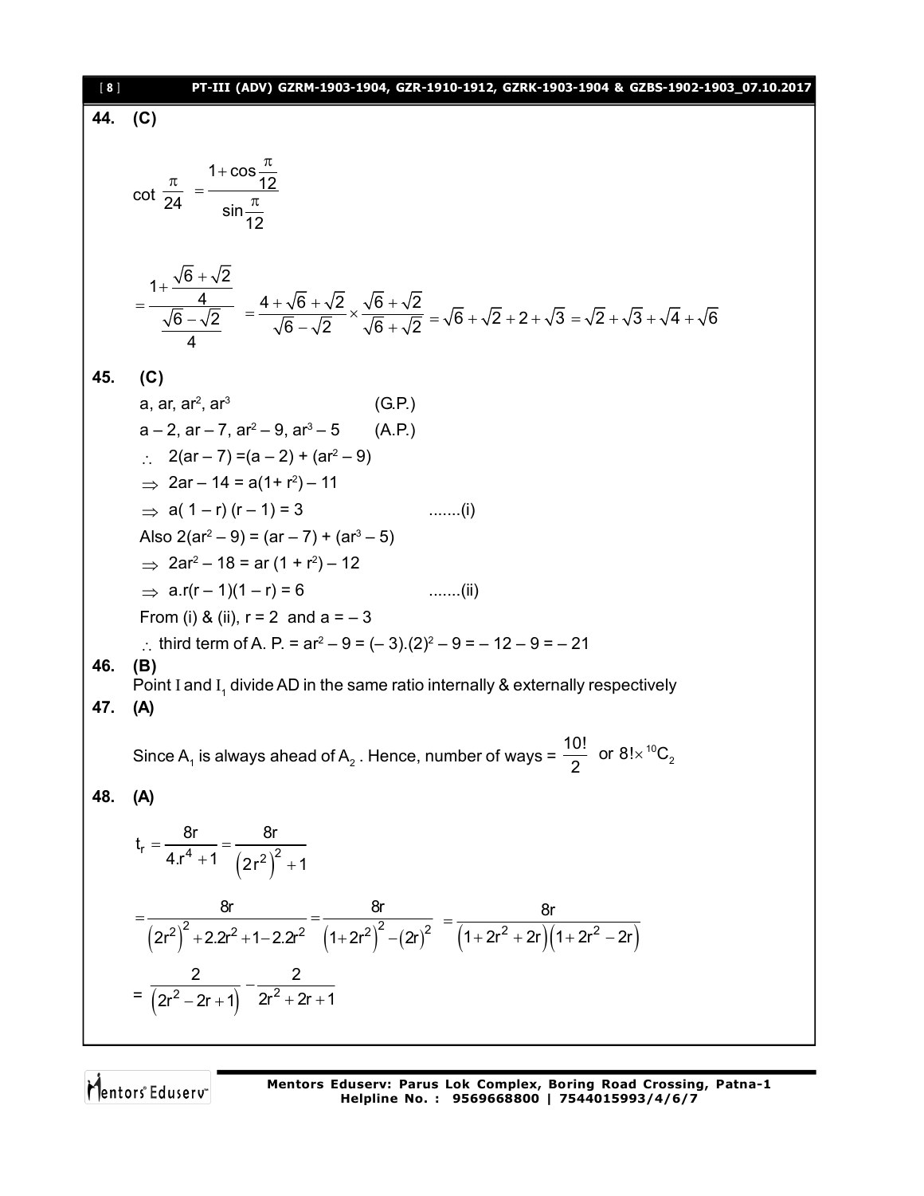**44. (C)**

$$\cot\frac{\pi}{24} = \frac{1+\cos\frac{\pi}{12}}{\sin\frac{\pi}{12}}$$

$$= \frac{1+\frac{\sqrt{6}+\sqrt{2}}{4}}{\frac{\sqrt{6}-\sqrt{2}}{4}} = \frac{4+\sqrt{6}+\sqrt{2}}{\sqrt{6}-\sqrt{2}} \times \frac{\sqrt{6}+\sqrt{2}}{\sqrt{6}+\sqrt{2}} = \sqrt{6}+\sqrt{2}+2+\sqrt{3} = \sqrt{2}+\sqrt{3}+\sqrt{4}+\sqrt{6}$$

**45. (C)**

$a, ar, ar^2, ar^3$ (G.P.)

$a-2, ar-7, ar^2-9, ar^3-5$ (A.P.)

$\therefore\ 2(ar-7) = (a-2) + (ar^2-9)$

$\Rightarrow\ 2ar - 14 = a(1+r^2) - 11$

$\Rightarrow\ a(1-r)(r-1) = 3$ .......(i)

Also $2(ar^2-9) = (ar-7) + (ar^3-5)$

$\Rightarrow\ 2ar^2 - 18 = ar(1+r^2) - 12$

$\Rightarrow\ a.r(r-1)(1-r) = 6$ .......(ii)

From (i) & (ii), $r = 2$ and $a = -3$

$\therefore$ third term of A. P. $= ar^2 - 9 = (-3).(2)^2 - 9 = -12 - 9 = -21$

**46. (B)**

Point $I$ and $I_1$ divide AD in the same ratio internally & externally respectively

**47. (A)**

Since $A_1$ is always ahead of $A_2$. Hence, number of ways $= \frac{10!}{2}$ or $8! \times {}^{10}C_2$

**48. (A)**

$$t_r = \frac{8r}{4.r^4+1} = \frac{8r}{\left(2r^2\right)^2+1}$$

$$= \frac{8r}{\left(2r^2\right)^2+2.2r^2+1-2.2r^2} = \frac{8r}{\left(1+2r^2\right)^2-(2r)^2} = \frac{8r}{\left(1+2r^2+2r\right)\left(1+2r^2-2r\right)}$$

$$= \frac{2}{\left(2r^2-2r+1\right)} - \frac{2}{2r^2+2r+1}$$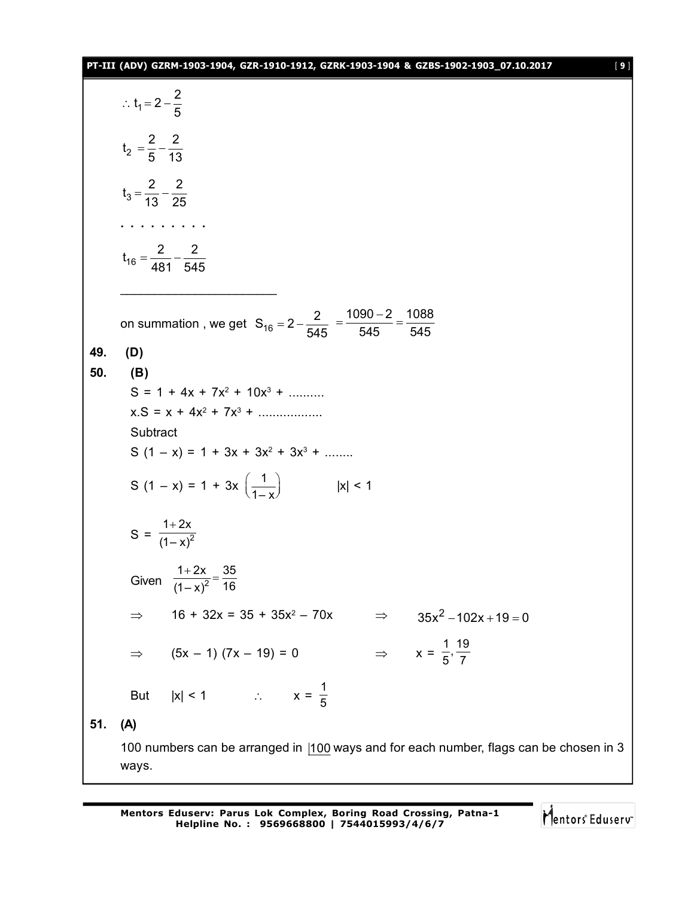$\therefore t_1 = 2 - \frac{2}{5}$

$t_2 = \frac{2}{5} - \frac{2}{13}$

$t_3 = \frac{2}{13} - \frac{2}{25}$

. . . . . . . . .

$t_{16} = \frac{2}{481} - \frac{2}{545}$

---

on summation , we get $S_{16} = 2 - \frac{2}{545} = \frac{1090 - 2}{545} = \frac{1088}{545}$

**49. (D)**

**50. (B)**

$S = 1 + 4x + 7x^2 + 10x^3 + \text{..........}$

$x.S = x + 4x^2 + 7x^3 + \text{..................}$

Subtract

$S(1 - x) = 1 + 3x + 3x^2 + 3x^3 + \text{........}$

$S(1 - x) = 1 + 3x\left(\frac{1}{1-x}\right) \qquad |x| < 1$

$S = \frac{1+2x}{(1-x)^2}$

Given $\frac{1+2x}{(1-x)^2} = \frac{35}{16}$

$\Rightarrow \quad 16 + 32x = 35 + 35x^2 - 70x \qquad \Rightarrow \quad 35x^2 - 102x + 19 = 0$

$\Rightarrow \quad (5x - 1)(7x - 19) = 0 \qquad \Rightarrow \quad x = \frac{1}{5}, \frac{19}{7}$

But $|x| < 1 \qquad \therefore \quad x = \frac{1}{5}$

**51. (A)**

100 numbers can be arranged in $\underline{|100}$ ways and for each number, flags can be chosen in 3 ways.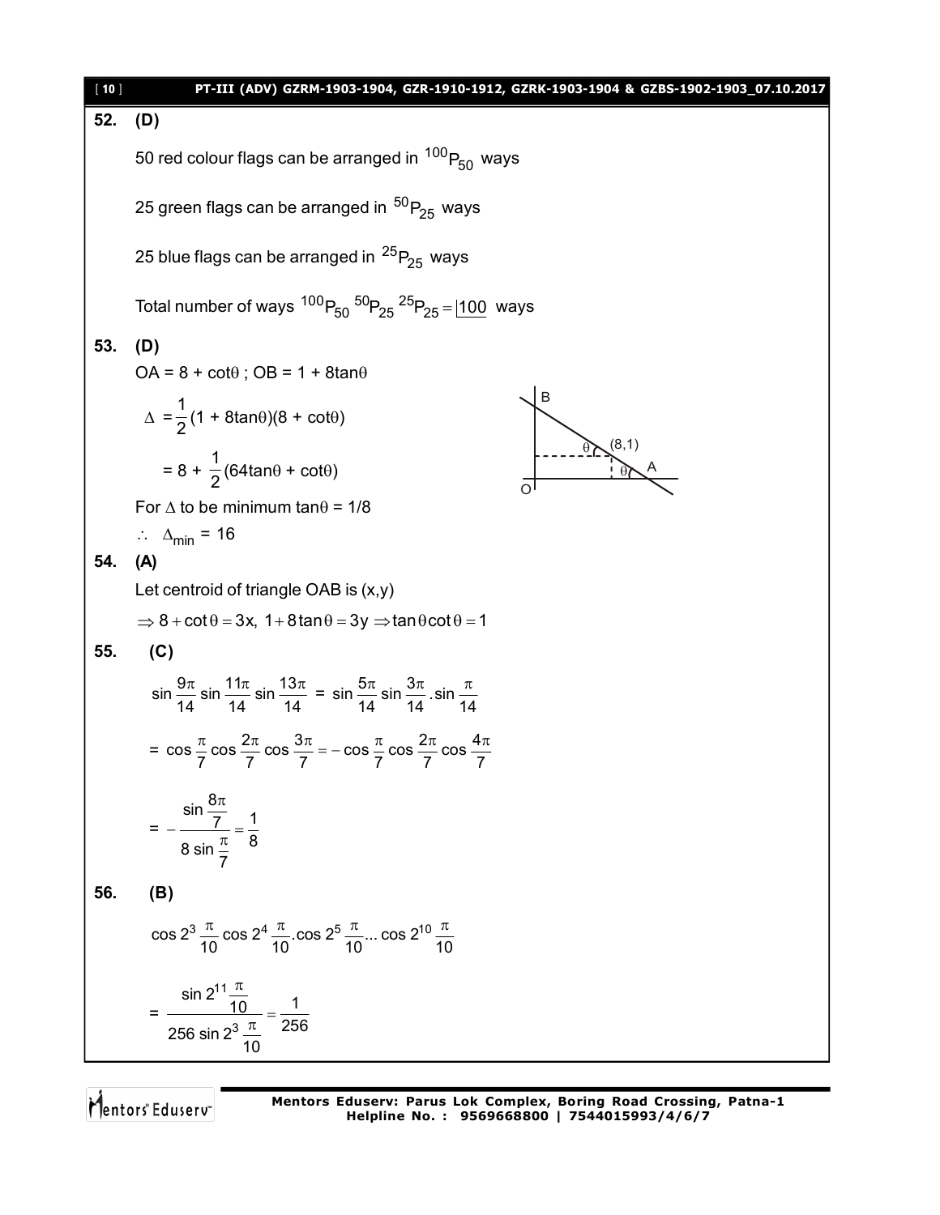**52. (D)**

50 red colour flags can be arranged in ${}^{100}P_{50}$ ways

25 green flags can be arranged in ${}^{50}P_{25}$ ways

25 blue flags can be arranged in ${}^{25}P_{25}$ ways

Total number of ways ${}^{100}P_{50}\ {}^{50}P_{25}\ {}^{25}P_{25} = \underline{|100}$ ways

**53. (D)**

OA = 8 + cotθ ; OB = 1 + 8tanθ

$$\Delta = \frac{1}{2}(1 + 8\tan\theta)(8 + \cot\theta)$$

$$= 8 + \frac{1}{2}(64\tan\theta + \cot\theta)$$

For Δ to be minimum tanθ = 1/8

$\therefore\ \Delta_{min} = 16$

**54. (A)**

Let centroid of triangle OAB is (x,y)

$\Rightarrow 8 + \cot\theta = 3x,\ 1 + 8\tan\theta = 3y \Rightarrow \tan\theta\cot\theta = 1$

**55. (C)**

$$\sin\frac{9\pi}{14}\sin\frac{11\pi}{14}\sin\frac{13\pi}{14} = \sin\frac{5\pi}{14}\sin\frac{3\pi}{14}.\sin\frac{\pi}{14}$$

$$= \cos\frac{\pi}{7}\cos\frac{2\pi}{7}\cos\frac{3\pi}{7} = -\cos\frac{\pi}{7}\cos\frac{2\pi}{7}\cos\frac{4\pi}{7}$$

$$= -\frac{\sin\frac{8\pi}{7}}{8\sin\frac{\pi}{7}} = \frac{1}{8}$$

**56. (B)**

$$\cos 2^3\frac{\pi}{10}\cos 2^4\frac{\pi}{10}.\cos 2^5\frac{\pi}{10}...\cos 2^{10}\frac{\pi}{10}$$

$$= \frac{\sin 2^{11}\frac{\pi}{10}}{256\sin 2^3\frac{\pi}{10}} = \frac{1}{256}$$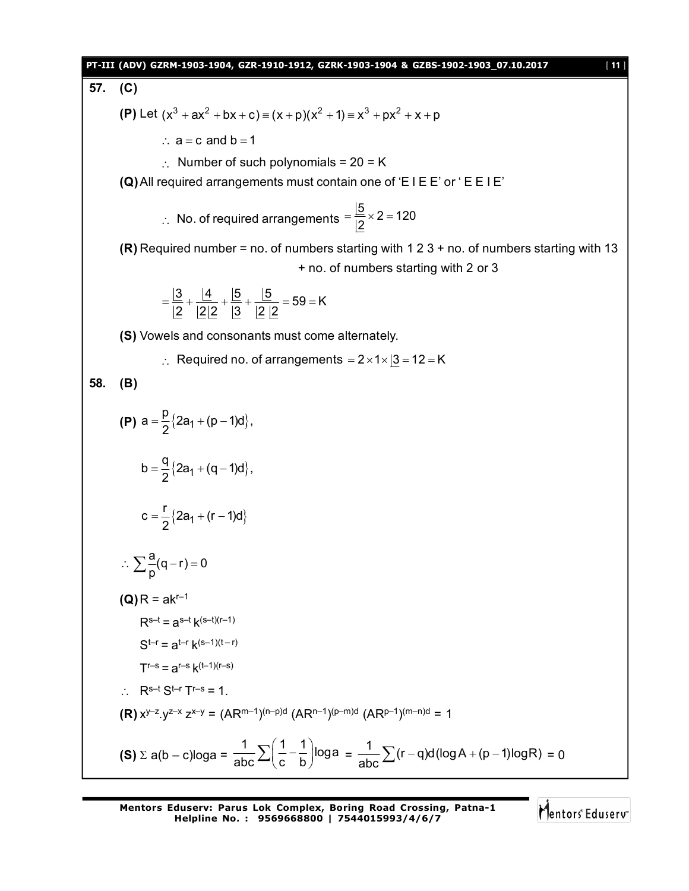**57. (C)**

**(P)** Let $(x^3 + ax^2 + bx + c) \equiv (x+p)(x^2+1) \equiv x^3 + px^2 + x + p$

$\therefore$ $a = c$ and $b = 1$

$\therefore$ Number of such polynomials = 20 = K

**(Q)** All required arrangements must contain one of 'E I E E' or ' E E I E'

$\therefore$ No. of required arrangements $= \dfrac{\lfloor 5}{\lfloor 2} \times 2 = 120$

**(R)** Required number = no. of numbers starting with 1 2 3 + no. of numbers starting with 13 + no. of numbers starting with 2 or 3

$$= \frac{\lfloor 3}{\lfloor 2} + \frac{\lfloor 4}{\lfloor 2 \lfloor 2} + \frac{\lfloor 5}{\lfloor 3} + \frac{\lfloor 5}{\lfloor 2 \lfloor 2} = 59 = K$$

**(S)** Vowels and consonants must come alternately.

$\therefore$ Required no. of arrangements $= 2 \times 1 \times \lfloor 3 = 12 = K$

**58. (B)**

**(P)** $a = \dfrac{p}{2}\{2a_1 + (p-1)d\}$,

$b = \dfrac{q}{2}\{2a_1 + (q-1)d\}$,

$c = \dfrac{r}{2}\{2a_1 + (r-1)d\}$

$\therefore \sum \dfrac{a}{p}(q-r) = 0$

**(Q)** $R = ak^{r-1}$

$R^{s-t} = a^{s-t} k^{(s-t)(r-1)}$

$S^{t-r} = a^{t-r} k^{(s-1)(t-r)}$

$T^{r-s} = a^{r-s} k^{(t-1)(r-s)}$

$\therefore$ $R^{s-t} S^{t-r} T^{r-s} = 1$.

**(R)** $x^{y-z} \cdot y^{z-x} z^{x-y} = (AR^{m-1})^{(n-p)d} (AR^{n-1})^{(p-m)d} (AR^{p-1})^{(m-n)d} = 1$

**(S)** $\Sigma\, a(b-c)\log a = \dfrac{1}{abc}\sum\left(\dfrac{1}{c} - \dfrac{1}{b}\right)\log a = \dfrac{1}{abc}\sum (r-q)d(\log A + (p-1)\log R) = 0$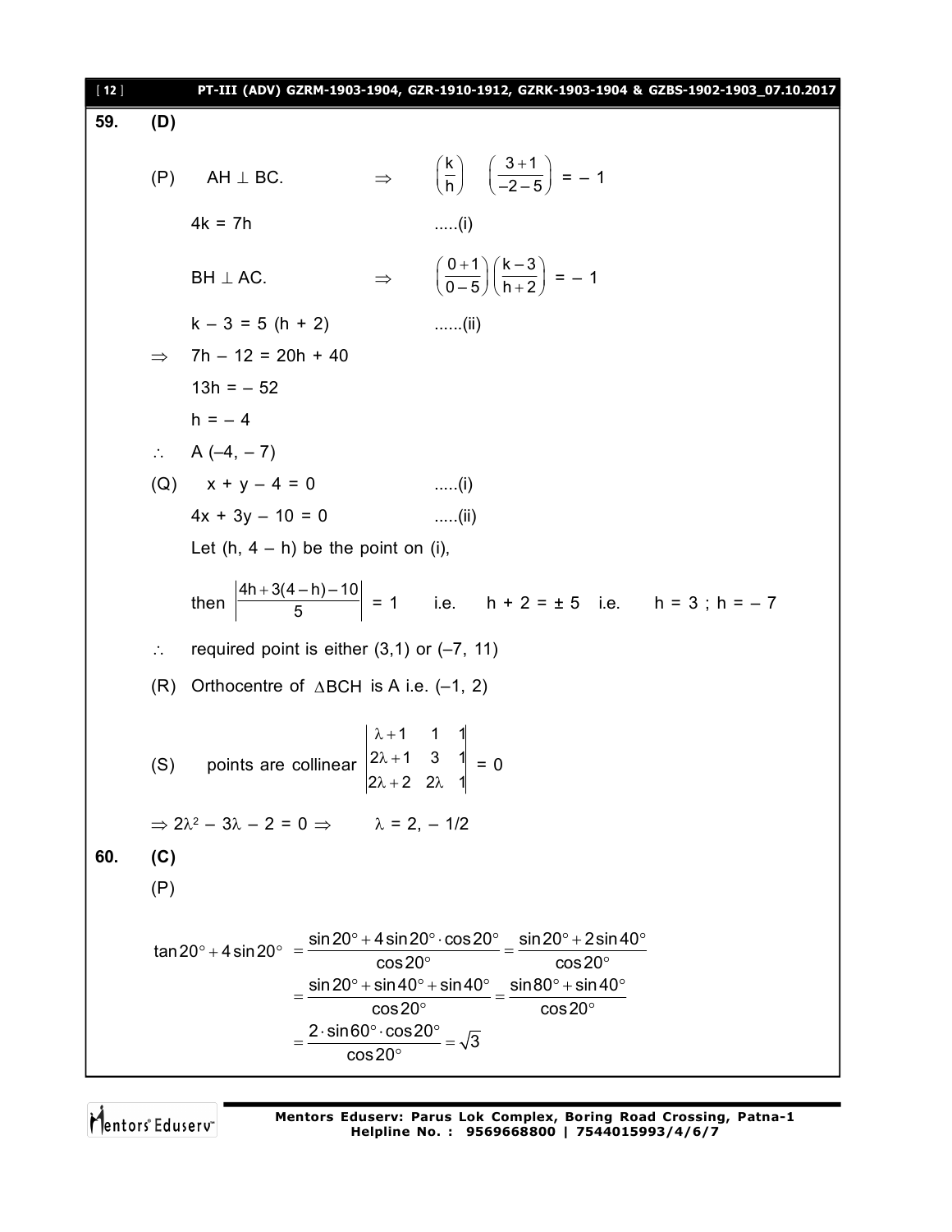**59. (D)**

(P) AH $\perp$ BC. $\Rightarrow$ $\left(\frac{k}{h}\right)\left(\frac{3+1}{-2-5}\right) = -1$

$4k = 7h$ .....(i)

BH $\perp$ AC. $\Rightarrow$ $\left(\frac{0+1}{0-5}\right)\left(\frac{k-3}{h+2}\right) = -1$

$k - 3 = 5(h + 2)$ ......(ii)

$\Rightarrow$ $7h - 12 = 20h + 40$

$13h = -52$

$h = -4$

$\therefore$ A $(-4, -7)$

(Q) $x + y - 4 = 0$ .....(i)

$4x + 3y - 10 = 0$ .....(ii)

Let $(h, 4 - h)$ be the point on (i),

then $\left|\frac{4h+3(4-h)-10}{5}\right| = 1$ i.e. $h + 2 = \pm 5$ i.e. $h = 3$ ; $h = -7$

$\therefore$ required point is either $(3,1)$ or $(-7, 11)$

(R) Orthocentre of $\Delta BCH$ is A i.e. $(-1, 2)$

(S) points are collinear $\begin{vmatrix} \lambda+1 & 1 & 1 \\ 2\lambda+1 & 3 & 1 \\ 2\lambda+2 & 2\lambda & 1 \end{vmatrix} = 0$

$\Rightarrow 2\lambda^2 - 3\lambda - 2 = 0 \Rightarrow$ $\lambda = 2, -1/2$

**60. (C)**

(P)

$$\tan 20^\circ + 4\sin 20^\circ = \frac{\sin 20^\circ + 4\sin 20^\circ \cdot \cos 20^\circ}{\cos 20^\circ} = \frac{\sin 20^\circ + 2\sin 40^\circ}{\cos 20^\circ}$$

$$= \frac{\sin 20^\circ + \sin 40^\circ + \sin 40^\circ}{\cos 20^\circ} = \frac{\sin 80^\circ + \sin 40^\circ}{\cos 20^\circ}$$

$$= \frac{2 \cdot \sin 60^\circ \cdot \cos 20^\circ}{\cos 20^\circ} = \sqrt{3}$$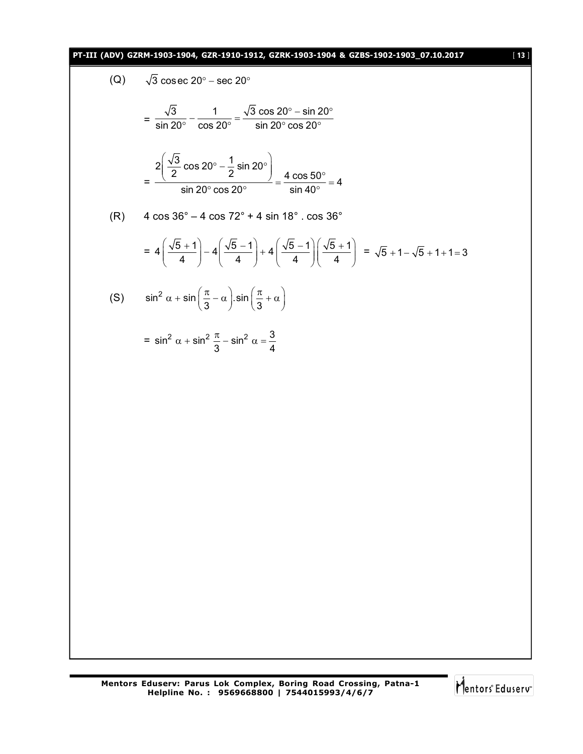(Q) $\sqrt{3}\,\text{cosec}\,20^\circ - \sec 20^\circ$

$$= \frac{\sqrt{3}}{\sin 20^\circ} - \frac{1}{\cos 20^\circ} = \frac{\sqrt{3}\cos 20^\circ - \sin 20^\circ}{\sin 20^\circ \cos 20^\circ}$$

$$= \frac{2\left(\frac{\sqrt{3}}{2}\cos 20^\circ - \frac{1}{2}\sin 20^\circ\right)}{\sin 20^\circ \cos 20^\circ} = \frac{4\cos 50^\circ}{\sin 40^\circ} = 4$$

(R) $4\cos 36^\circ - 4\cos 72^\circ + 4\sin 18^\circ \cdot \cos 36^\circ$

$$= 4\left(\frac{\sqrt{5}+1}{4}\right) - 4\left(\frac{\sqrt{5}-1}{4}\right) + 4\left(\frac{\sqrt{5}-1}{4}\right)\left(\frac{\sqrt{5}+1}{4}\right) = \sqrt{5}+1-\sqrt{5}+1+1 = 3$$

(S) $\sin^2\alpha + \sin\left(\frac{\pi}{3}-\alpha\right).\sin\left(\frac{\pi}{3}+\alpha\right)$

$$= \sin^2\alpha + \sin^2\frac{\pi}{3} - \sin^2\alpha = \frac{3}{4}$$